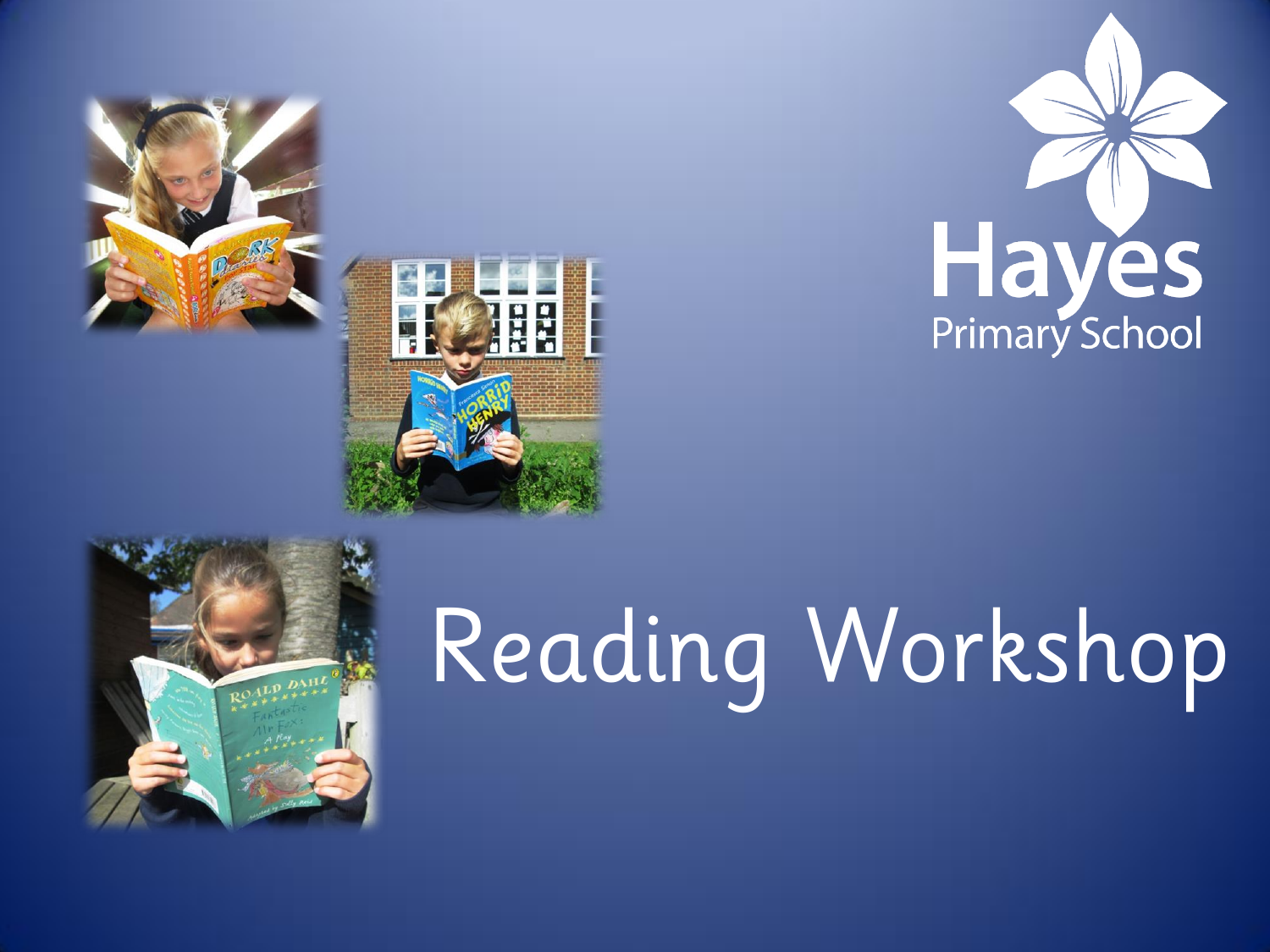Hayes Primary School

# Reading Workshop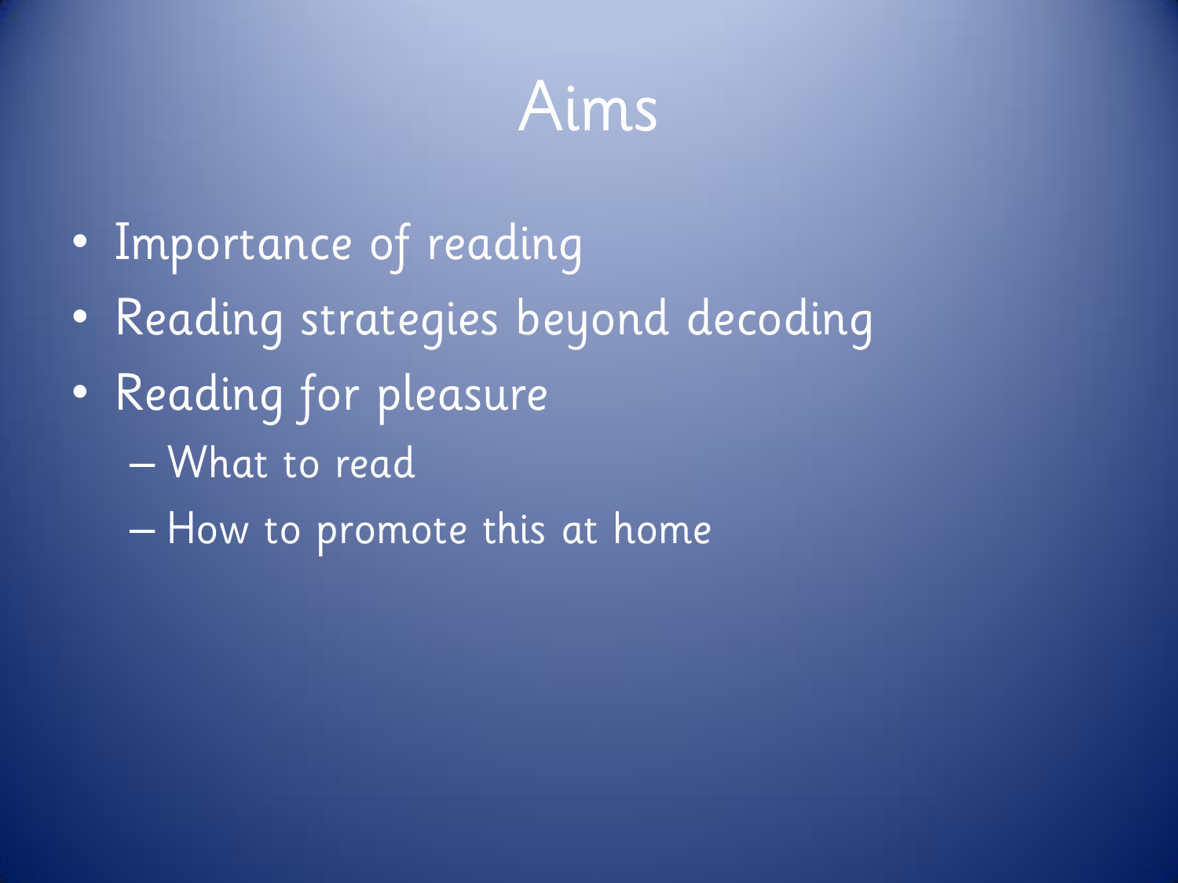# Aims

- Importance of reading
- Reading strategies beyond decoding
- Reading for pleasure
  - What to read
  - How to promote this at home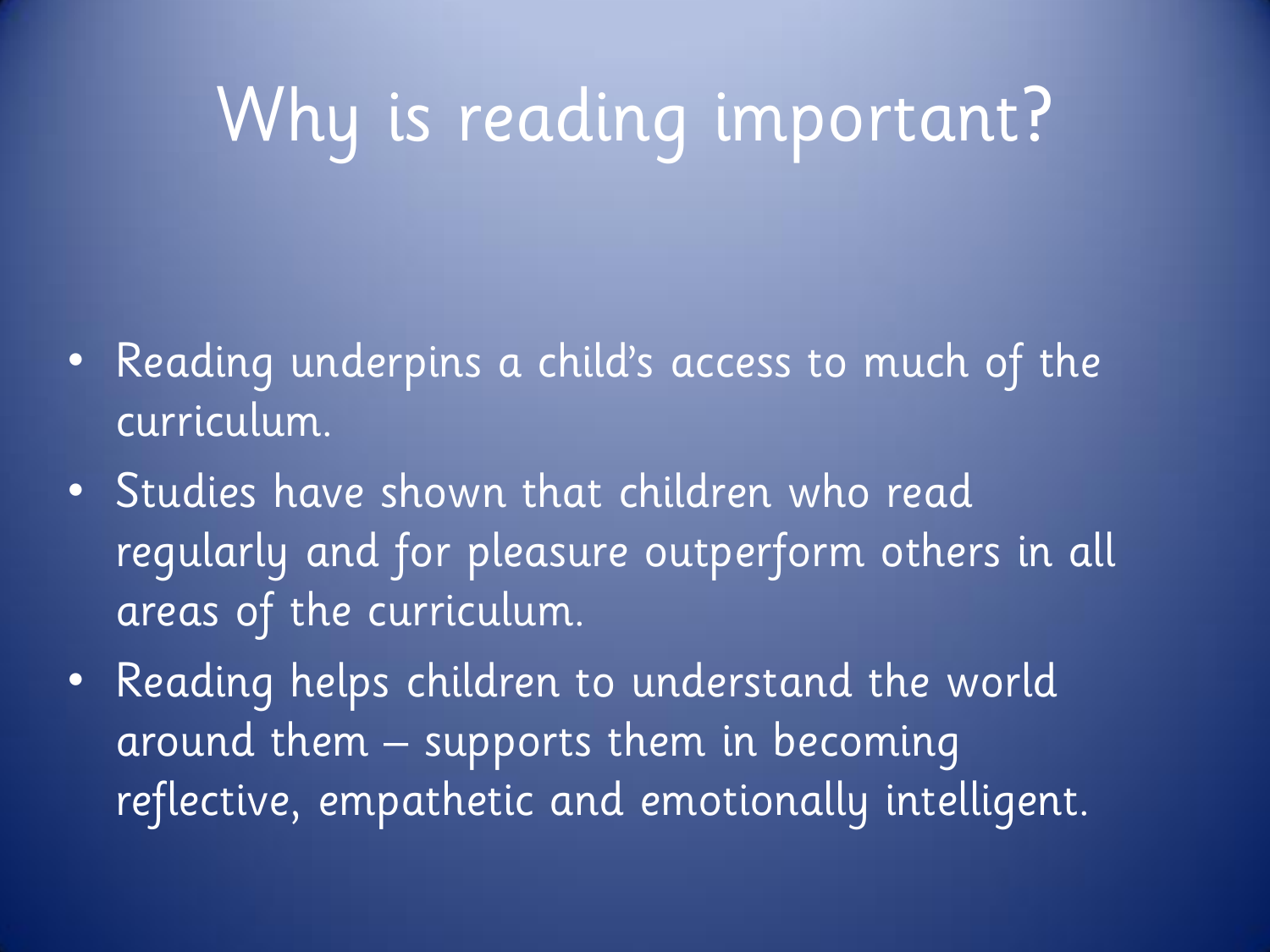# Why is reading important?

- Reading underpins a child's access to much of the curriculum.
- Studies have shown that children who read regularly and for pleasure outperform others in all areas of the curriculum.
- Reading helps children to understand the world around them – supports them in becoming reflective, empathetic and emotionally intelligent.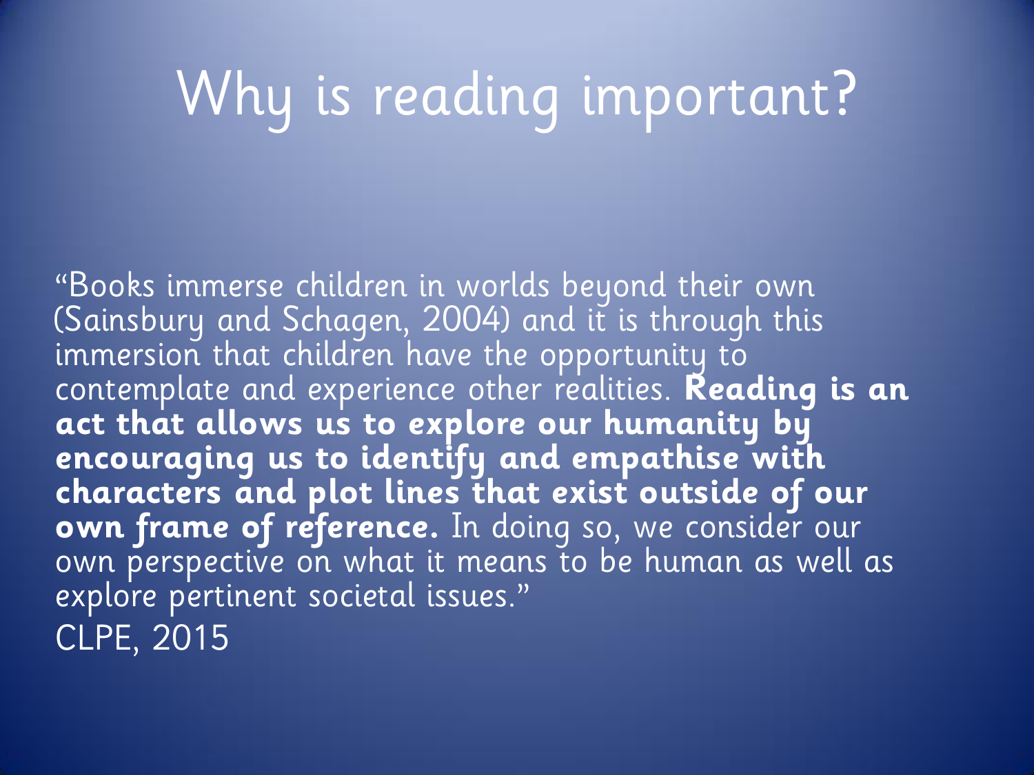# Why is reading important?

"Books immerse children in worlds beyond their own (Sainsbury and Schagen, 2004) and it is through this immersion that children have the opportunity to contemplate and experience other realities. **Reading is an act that allows us to explore our humanity by encouraging us to identify and empathise with characters and plot lines that exist outside of our own frame of reference.** In doing so, we consider our own perspective on what it means to be human as well as explore pertinent societal issues."

CLPE, 2015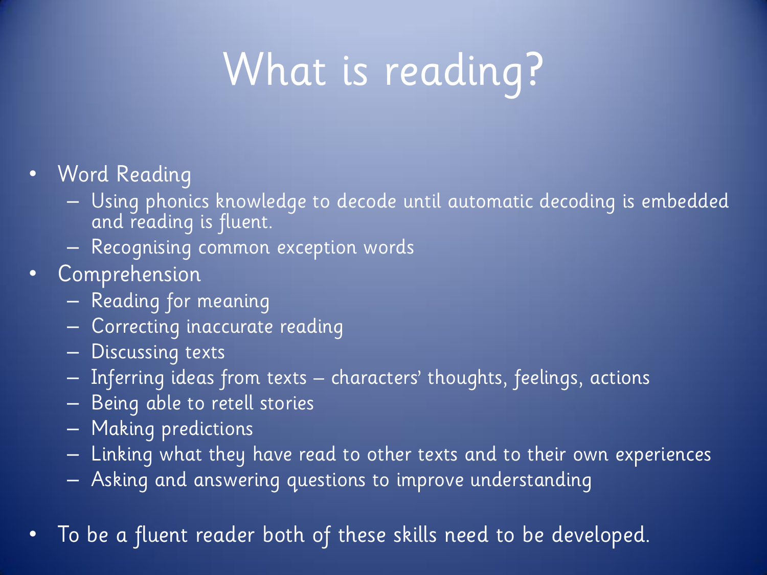# What is reading?

- Word Reading
  - Using phonics knowledge to decode until automatic decoding is embedded and reading is fluent.
  - Recognising common exception words
- Comprehension
  - Reading for meaning
  - Correcting inaccurate reading
  - Discussing texts
  - Inferring ideas from texts – characters' thoughts, feelings, actions
  - Being able to retell stories
  - Making predictions
  - Linking what they have read to other texts and to their own experiences
  - Asking and answering questions to improve understanding

- To be a fluent reader both of these skills need to be developed.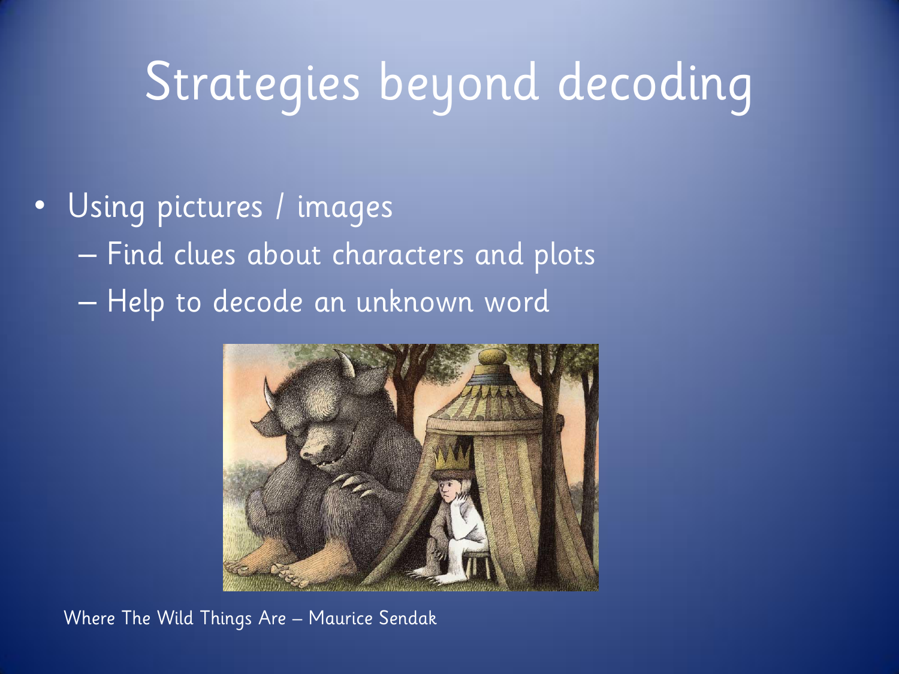# Strategies beyond decoding

- Using pictures / images
  - Find clues about characters and plots
  - Help to decode an unknown word

Where The Wild Things Are – Maurice Sendak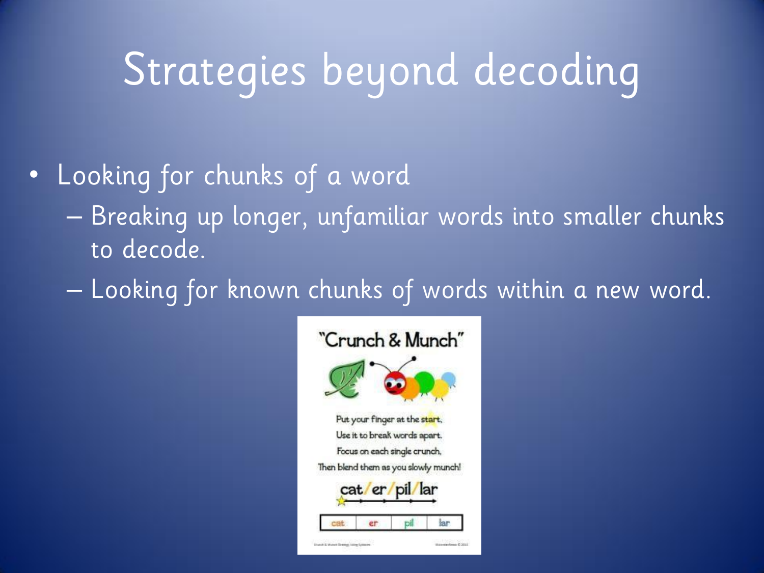# Strategies beyond decoding

- Looking for chunks of a word
  - Breaking up longer, unfamiliar words into smaller chunks to decode.
  - Looking for known chunks of words within a new word.

"Crunch & Munch"

Put your finger at the start,
Use it to break words apart.
Focus on each single crunch,
Then blend them as you slowly munch!

cat/er/pil/lar

| cat | er | pil | lar |
| --- | --- | --- | --- |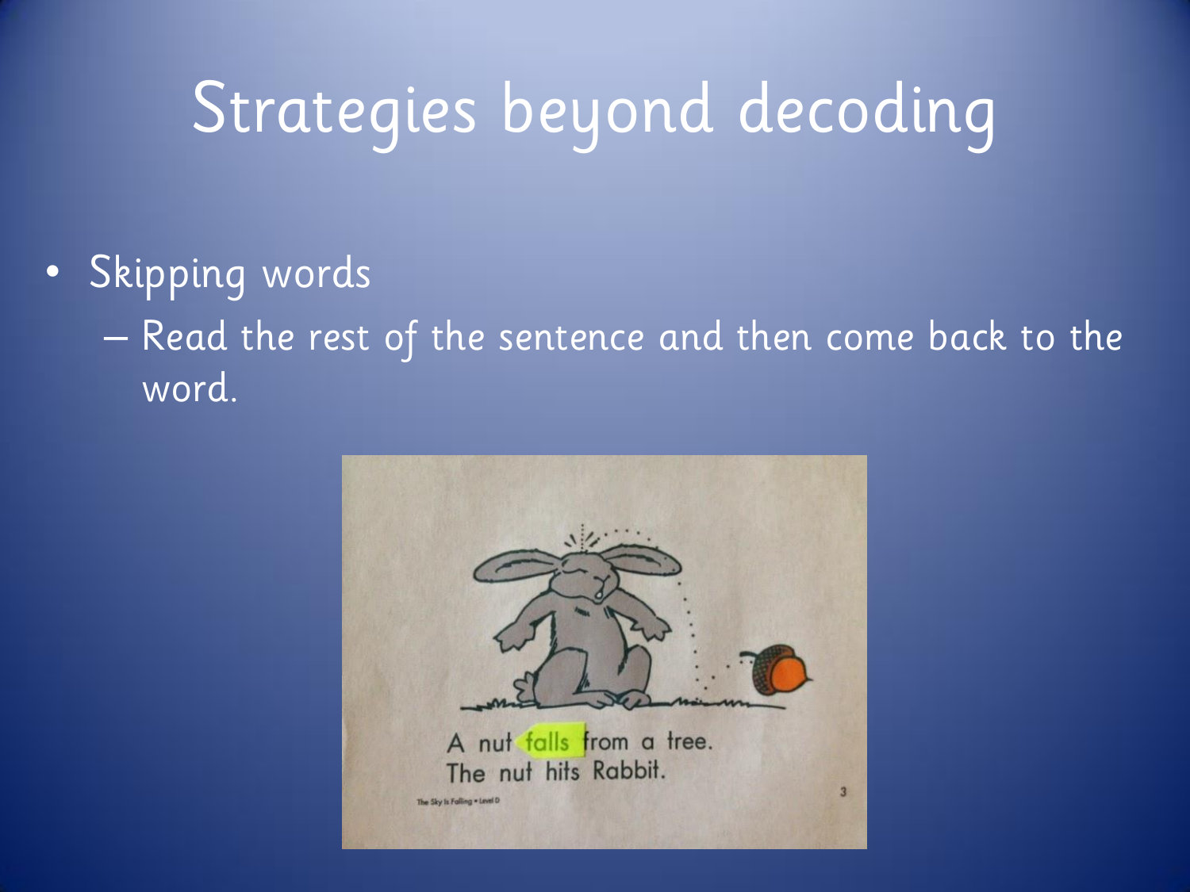# Strategies beyond decoding

- Skipping words
  - Read the rest of the sentence and then come back to the word.

A nut falls from a tree.
The nut hits Rabbit.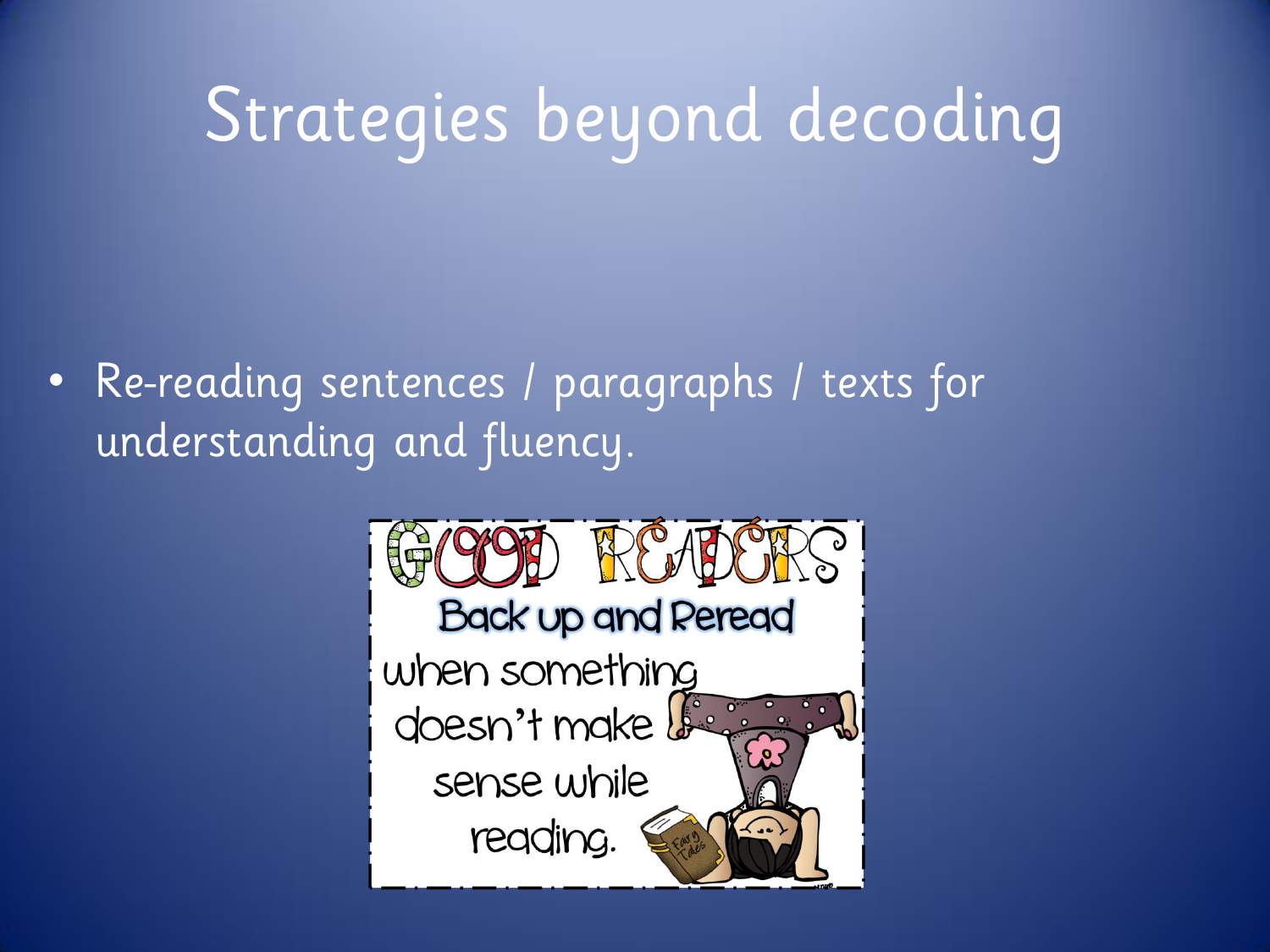# Strategies beyond decoding

- Re-reading sentences / paragraphs / texts for understanding and fluency.

GOOD READERS

Back up and Reread

when something doesn't make sense while reading.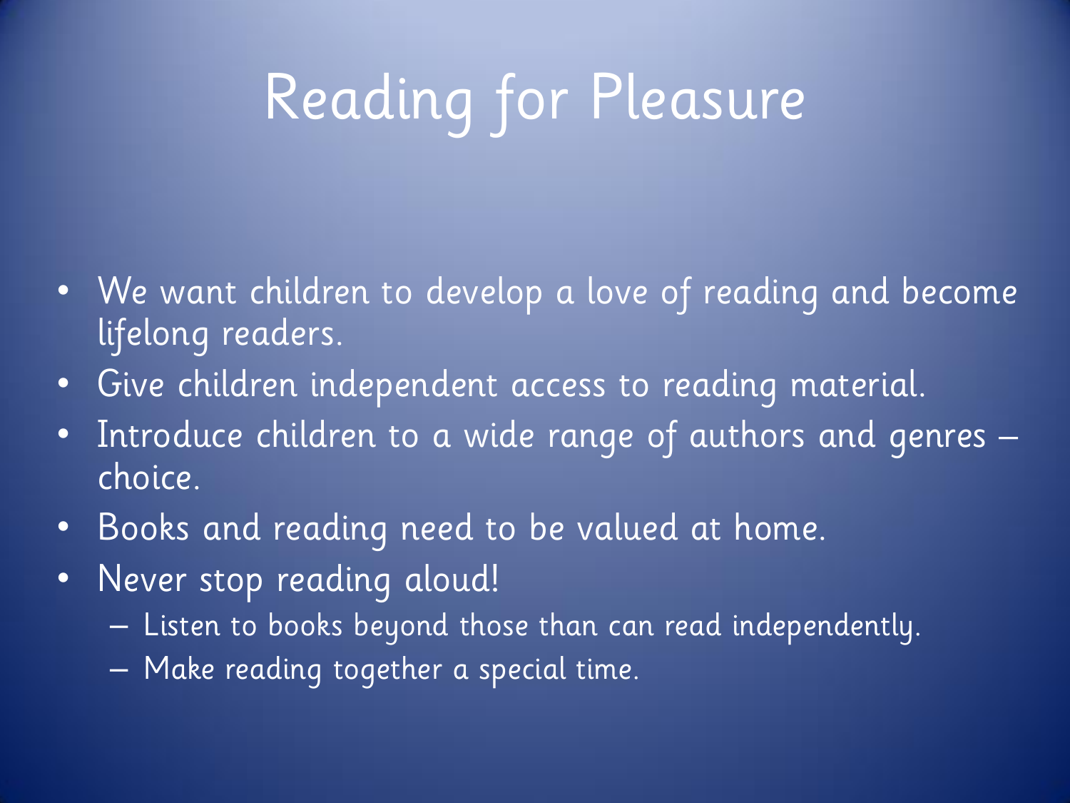# Reading for Pleasure

- We want children to develop a love of reading and become lifelong readers.
- Give children independent access to reading material.
- Introduce children to a wide range of authors and genres – choice.
- Books and reading need to be valued at home.
- Never stop reading aloud!
  - Listen to books beyond those than can read independently.
  - Make reading together a special time.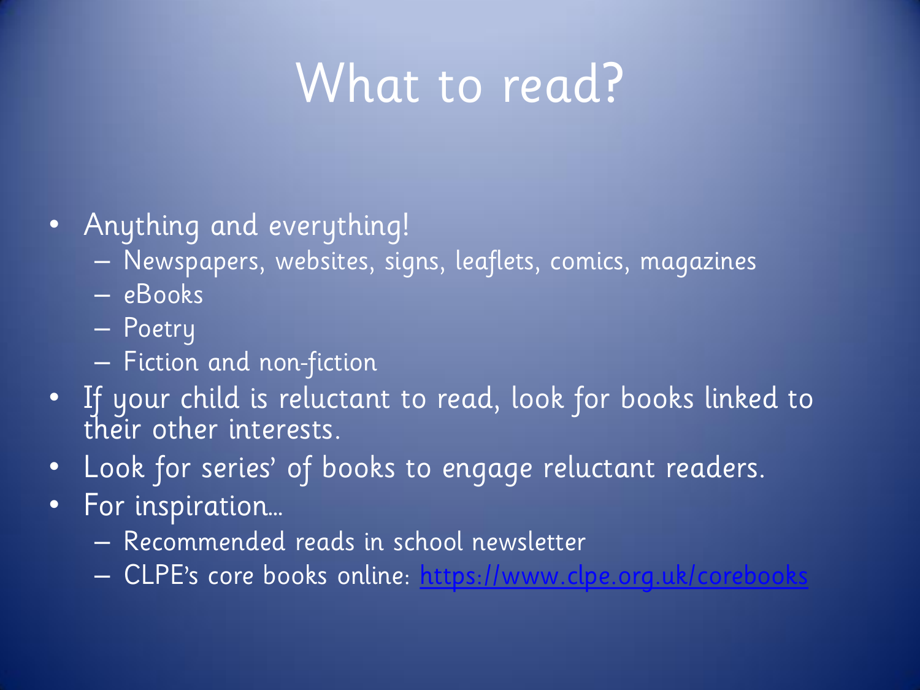# What to read?

- Anything and everything!
  - Newspapers, websites, signs, leaflets, comics, magazines
  - eBooks
  - Poetry
  - Fiction and non-fiction
- If your child is reluctant to read, look for books linked to their other interests.
- Look for series' of books to engage reluctant readers.
- For inspiration…
  - Recommended reads in school newsletter
  - CLPE's core books online: https://www.clpe.org.uk/corebooks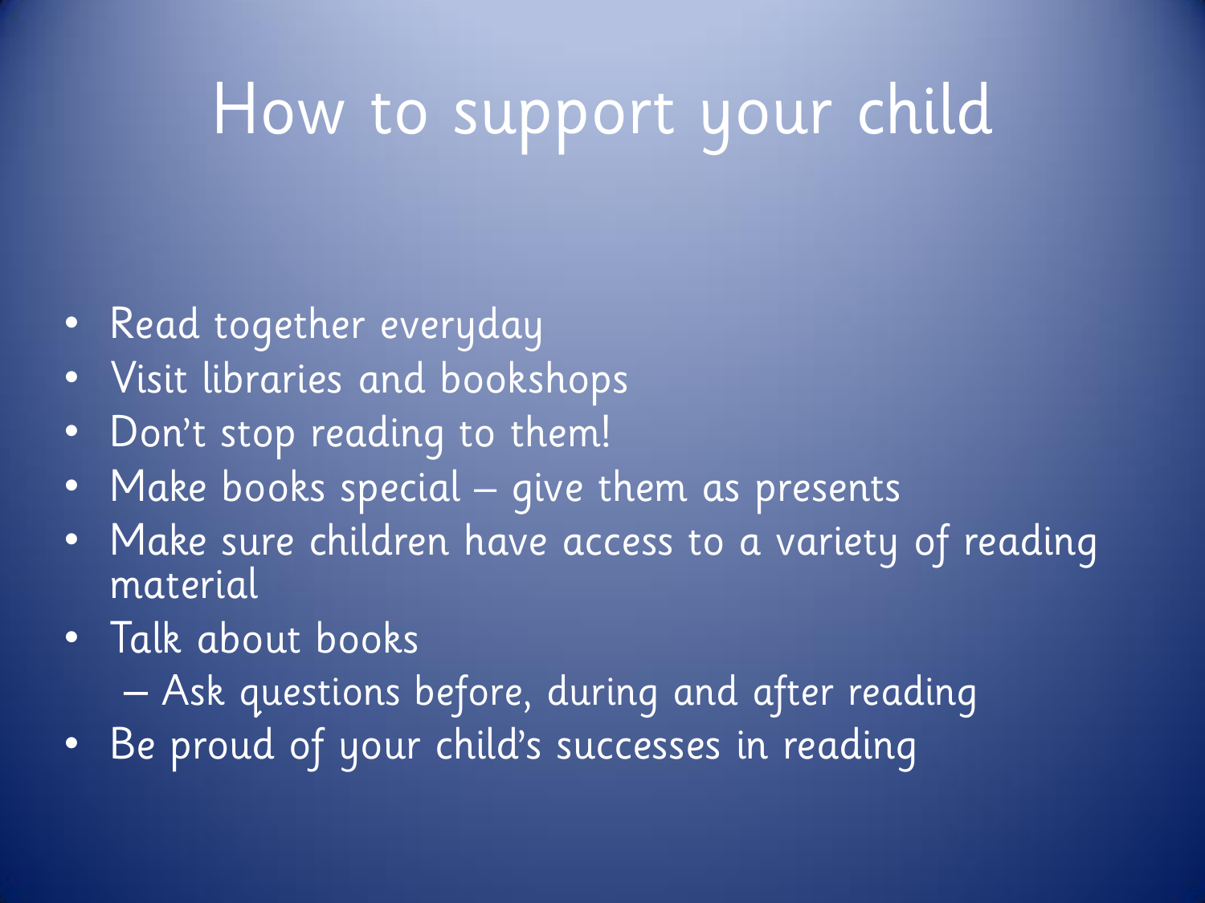# How to support your child

- Read together everyday
- Visit libraries and bookshops
- Don't stop reading to them!
- Make books special – give them as presents
- Make sure children have access to a variety of reading material
- Talk about books
  - Ask questions before, during and after reading
- Be proud of your child's successes in reading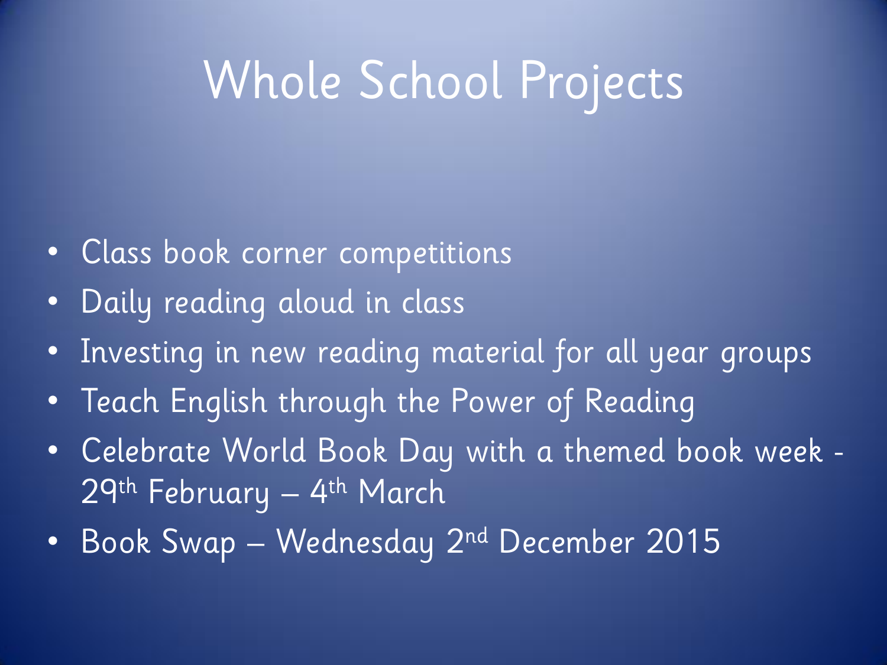# Whole School Projects

- Class book corner competitions
- Daily reading aloud in class
- Investing in new reading material for all year groups
- Teach English through the Power of Reading
- Celebrate World Book Day with a themed book week - 29th February – 4th March
- Book Swap – Wednesday 2nd December 2015